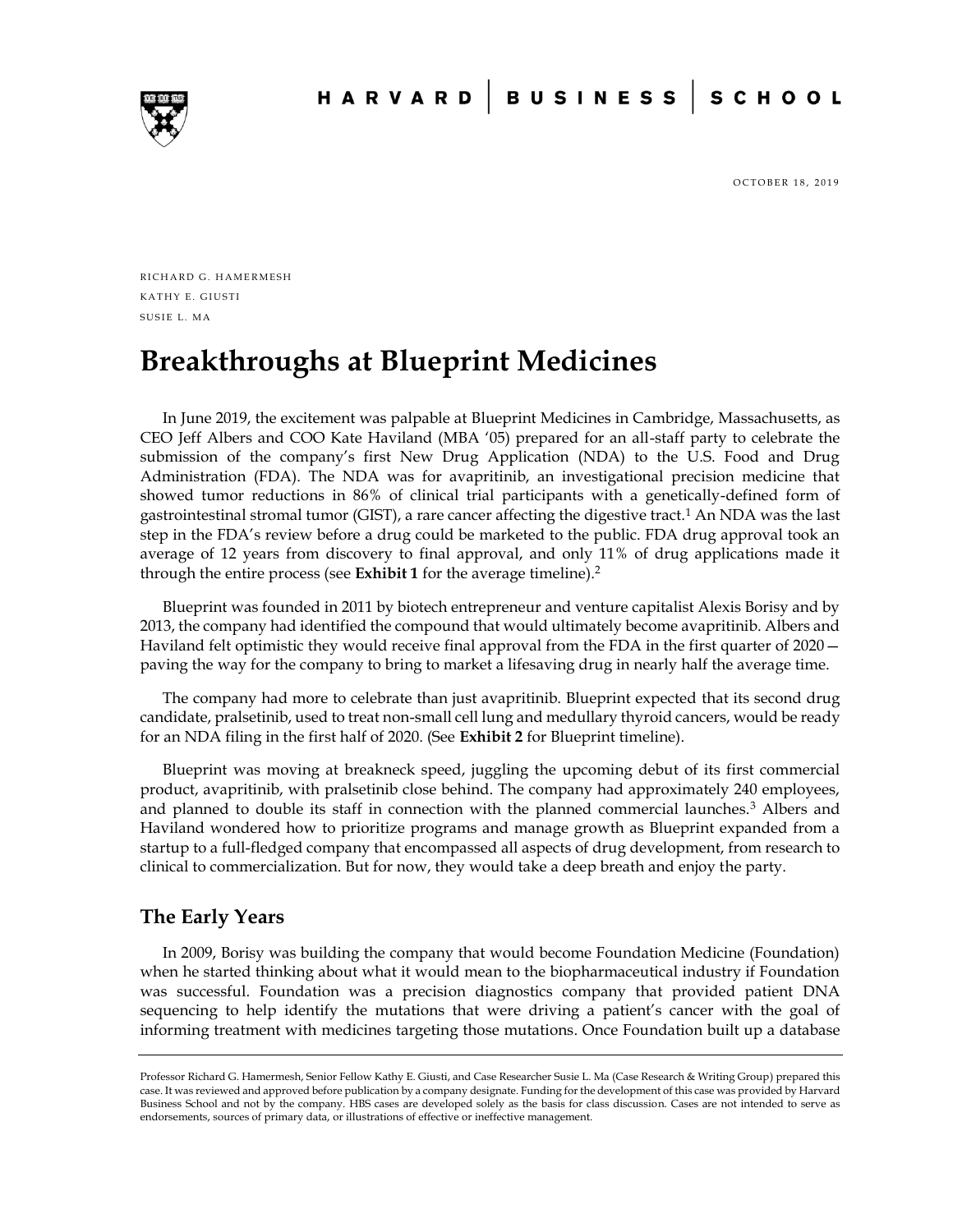OCTOBER 18, 2019

RICHARD G. HAMERMESH

KATHY E. GIUSTI

SUSIE L. MA

# Breakthroughs at Blueprint Medicines

In June 2019, the excitement was palpable at Blueprint Medicines in Cambridge, Massachusetts, as CEO Jeff Albers and COO Kate Haviland (MBA '05) prepared for an all-staff party to celebrate the submission of the company's first New Drug Application (NDA) to the U.S. Food and Drug Administration (FDA). The NDA was for avapritinib, an investigational precision medicine that showed tumor reductions in 86% of clinical trial participants with a genetically-defined form of gastrointestinal stromal tumor (GIST), a rare cancer affecting the digestive tract.[1] An NDA was the last step in the FDA's review before a drug could be marketed to the public. FDA drug approval took an average of 12 years from discovery to final approval, and only 11% of drug applications made it through the entire process (see **Exhibit 1** for the average timeline).[2]

Blueprint was founded in 2011 by biotech entrepreneur and venture capitalist Alexis Borisy and by 2013, the company had identified the compound that would ultimately become avapritinib. Albers and Haviland felt optimistic they would receive final approval from the FDA in the first quarter of 2020—paving the way for the company to bring to market a lifesaving drug in nearly half the average time.

The company had more to celebrate than just avapritinib. Blueprint expected that its second drug candidate, pralsetinib, used to treat non-small cell lung and medullary thyroid cancers, would be ready for an NDA filing in the first half of 2020. (See **Exhibit 2** for Blueprint timeline).

Blueprint was moving at breakneck speed, juggling the upcoming debut of its first commercial product, avapritinib, with pralsetinib close behind. The company had approximately 240 employees, and planned to double its staff in connection with the planned commercial launches.[3] Albers and Haviland wondered how to prioritize programs and manage growth as Blueprint expanded from a startup to a full-fledged company that encompassed all aspects of drug development, from research to clinical to commercialization. But for now, they would take a deep breath and enjoy the party.

## The Early Years

In 2009, Borisy was building the company that would become Foundation Medicine (Foundation) when he started thinking about what it would mean to the biopharmaceutical industry if Foundation was successful. Foundation was a precision diagnostics company that provided patient DNA sequencing to help identify the mutations that were driving a patient's cancer with the goal of informing treatment with medicines targeting those mutations. Once Foundation built up a database

---

Professor Richard G. Hamermesh, Senior Fellow Kathy E. Giusti, and Case Researcher Susie L. Ma (Case Research & Writing Group) prepared this case. It was reviewed and approved before publication by a company designate. Funding for the development of this case was provided by Harvard Business School and not by the company. HBS cases are developed solely as the basis for class discussion. Cases are not intended to serve as endorsements, sources of primary data, or illustrations of effective or ineffective management.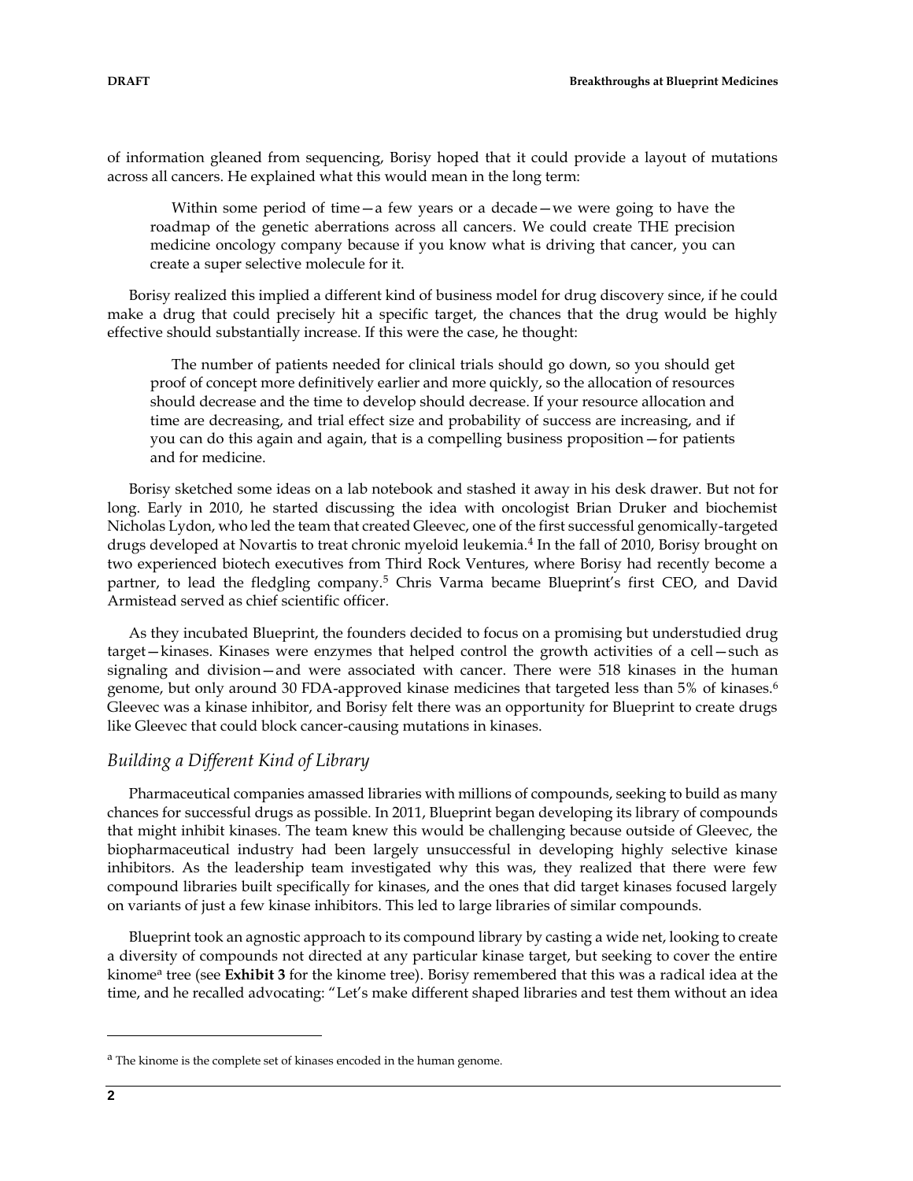of information gleaned from sequencing, Borisy hoped that it could provide a layout of mutations across all cancers. He explained what this would mean in the long term:

> Within some period of time—a few years or a decade—we were going to have the roadmap of the genetic aberrations across all cancers. We could create THE precision medicine oncology company because if you know what is driving that cancer, you can create a super selective molecule for it.

Borisy realized this implied a different kind of business model for drug discovery since, if he could make a drug that could precisely hit a specific target, the chances that the drug would be highly effective should substantially increase. If this were the case, he thought:

> The number of patients needed for clinical trials should go down, so you should get proof of concept more definitively earlier and more quickly, so the allocation of resources should decrease and the time to develop should decrease. If your resource allocation and time are decreasing, and trial effect size and probability of success are increasing, and if you can do this again and again, that is a compelling business proposition—for patients and for medicine.

Borisy sketched some ideas on a lab notebook and stashed it away in his desk drawer. But not for long. Early in 2010, he started discussing the idea with oncologist Brian Druker and biochemist Nicholas Lydon, who led the team that created Gleevec, one of the first successful genomically-targeted drugs developed at Novartis to treat chronic myeloid leukemia.[4] In the fall of 2010, Borisy brought on two experienced biotech executives from Third Rock Ventures, where Borisy had recently become a partner, to lead the fledgling company.[5] Chris Varma became Blueprint's first CEO, and David Armistead served as chief scientific officer.

As they incubated Blueprint, the founders decided to focus on a promising but understudied drug target—kinases. Kinases were enzymes that helped control the growth activities of a cell—such as signaling and division—and were associated with cancer. There were 518 kinases in the human genome, but only around 30 FDA-approved kinase medicines that targeted less than 5% of kinases.[6] Gleevec was a kinase inhibitor, and Borisy felt there was an opportunity for Blueprint to create drugs like Gleevec that could block cancer-causing mutations in kinases.

## *Building a Different Kind of Library*

Pharmaceutical companies amassed libraries with millions of compounds, seeking to build as many chances for successful drugs as possible. In 2011, Blueprint began developing its library of compounds that might inhibit kinases. The team knew this would be challenging because outside of Gleevec, the biopharmaceutical industry had been largely unsuccessful in developing highly selective kinase inhibitors. As the leadership team investigated why this was, they realized that there were few compound libraries built specifically for kinases, and the ones that did target kinases focused largely on variants of just a few kinase inhibitors. This led to large libraries of similar compounds.

Blueprint took an agnostic approach to its compound library by casting a wide net, looking to create a diversity of compounds not directed at any particular kinase target, but seeking to cover the entire kinome[a] tree (see **Exhibit 3** for the kinome tree). Borisy remembered that this was a radical idea at the time, and he recalled advocating: "Let's make different shaped libraries and test them without an idea

---

[a] The kinome is the complete set of kinases encoded in the human genome.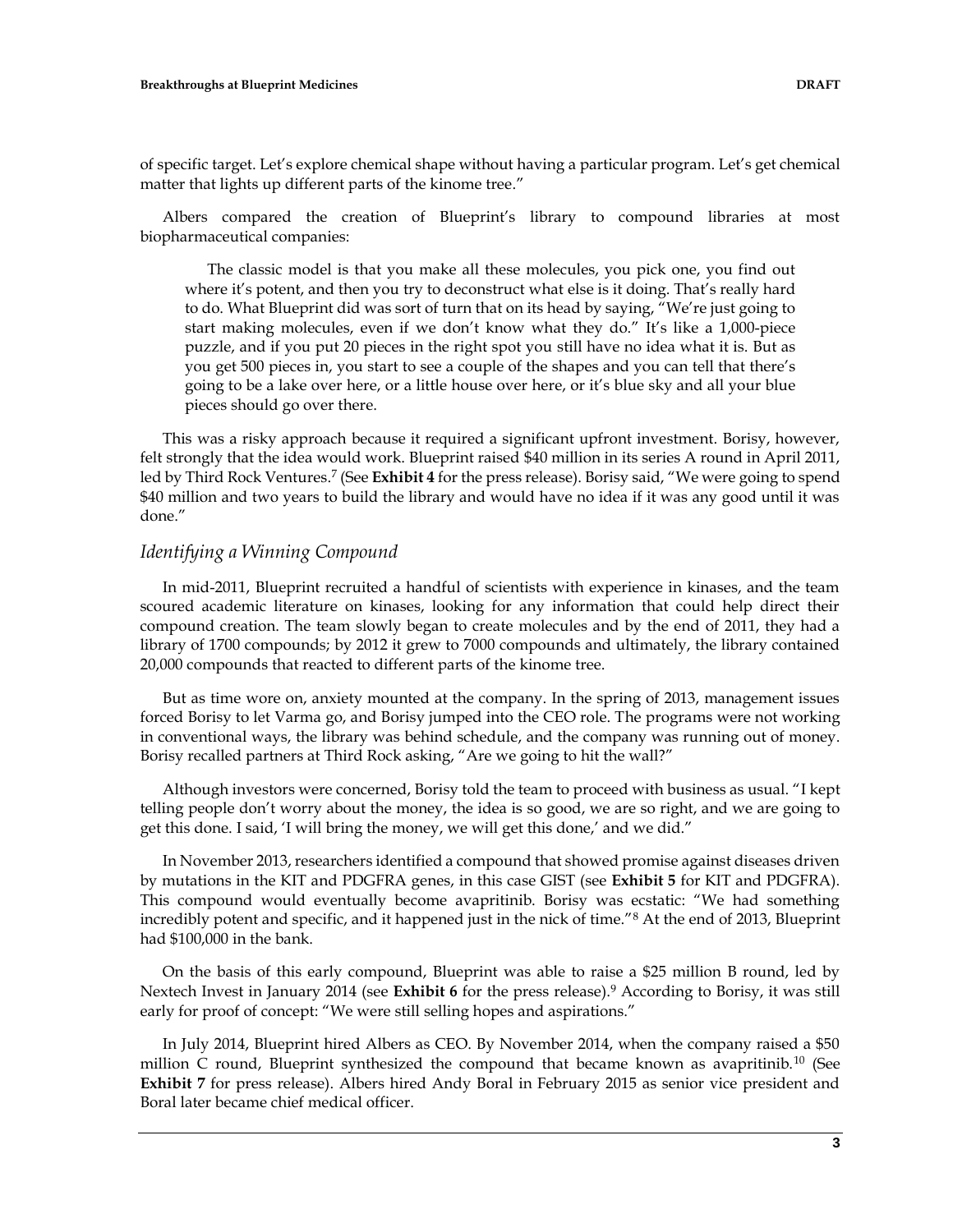of specific target. Let's explore chemical shape without having a particular program. Let's get chemical matter that lights up different parts of the kinome tree."

Albers compared the creation of Blueprint's library to compound libraries at most biopharmaceutical companies:

> The classic model is that you make all these molecules, you pick one, you find out where it's potent, and then you try to deconstruct what else is it doing. That's really hard to do. What Blueprint did was sort of turn that on its head by saying, "We're just going to start making molecules, even if we don't know what they do." It's like a 1,000-piece puzzle, and if you put 20 pieces in the right spot you still have no idea what it is. But as you get 500 pieces in, you start to see a couple of the shapes and you can tell that there's going to be a lake over here, or a little house over here, or it's blue sky and all your blue pieces should go over there.

This was a risky approach because it required a significant upfront investment. Borisy, however, felt strongly that the idea would work. Blueprint raised $40 million in its series A round in April 2011, led by Third Rock Ventures.[7] (See **Exhibit 4** for the press release). Borisy said, "We were going to spend $40 million and two years to build the library and would have no idea if it was any good until it was done."

### *Identifying a Winning Compound*

In mid-2011, Blueprint recruited a handful of scientists with experience in kinases, and the team scoured academic literature on kinases, looking for any information that could help direct their compound creation. The team slowly began to create molecules and by the end of 2011, they had a library of 1700 compounds; by 2012 it grew to 7000 compounds and ultimately, the library contained 20,000 compounds that reacted to different parts of the kinome tree.

But as time wore on, anxiety mounted at the company. In the spring of 2013, management issues forced Borisy to let Varma go, and Borisy jumped into the CEO role. The programs were not working in conventional ways, the library was behind schedule, and the company was running out of money. Borisy recalled partners at Third Rock asking, "Are we going to hit the wall?"

Although investors were concerned, Borisy told the team to proceed with business as usual. "I kept telling people don't worry about the money, the idea is so good, we are so right, and we are going to get this done. I said, 'I will bring the money, we will get this done,' and we did."

In November 2013, researchers identified a compound that showed promise against diseases driven by mutations in the KIT and PDGFRA genes, in this case GIST (see **Exhibit 5** for KIT and PDGFRA). This compound would eventually become avapritinib. Borisy was ecstatic: "We had something incredibly potent and specific, and it happened just in the nick of time."[8] At the end of 2013, Blueprint had $100,000 in the bank.

On the basis of this early compound, Blueprint was able to raise a $25 million B round, led by Nextech Invest in January 2014 (see **Exhibit 6** for the press release).[9] According to Borisy, it was still early for proof of concept: "We were still selling hopes and aspirations."

In July 2014, Blueprint hired Albers as CEO. By November 2014, when the company raised a $50 million C round, Blueprint synthesized the compound that became known as avapritinib.[10] (See **Exhibit 7** for press release). Albers hired Andy Boral in February 2015 as senior vice president and Boral later became chief medical officer.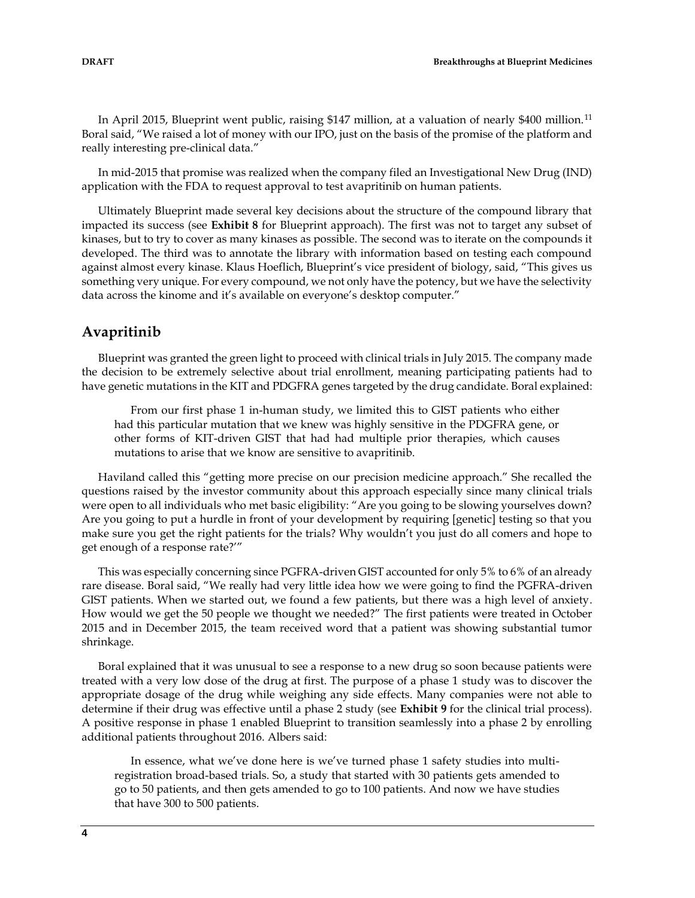In April 2015, Blueprint went public, raising $147 million, at a valuation of nearly $400 million.[11] Boral said, "We raised a lot of money with our IPO, just on the basis of the promise of the platform and really interesting pre-clinical data."

In mid-2015 that promise was realized when the company filed an Investigational New Drug (IND) application with the FDA to request approval to test avapritinib on human patients.

Ultimately Blueprint made several key decisions about the structure of the compound library that impacted its success (see **Exhibit 8** for Blueprint approach). The first was not to target any subset of kinases, but to try to cover as many kinases as possible. The second was to iterate on the compounds it developed. The third was to annotate the library with information based on testing each compound against almost every kinase. Klaus Hoeflich, Blueprint's vice president of biology, said, "This gives us something very unique. For every compound, we not only have the potency, but we have the selectivity data across the kinome and it's available on everyone's desktop computer."

## Avapritinib

Blueprint was granted the green light to proceed with clinical trials in July 2015. The company made the decision to be extremely selective about trial enrollment, meaning participating patients had to have genetic mutations in the KIT and PDGFRA genes targeted by the drug candidate. Boral explained:

> From our first phase 1 in-human study, we limited this to GIST patients who either had this particular mutation that we knew was highly sensitive in the PDGFRA gene, or other forms of KIT-driven GIST that had had multiple prior therapies, which causes mutations to arise that we know are sensitive to avapritinib.

Haviland called this "getting more precise on our precision medicine approach." She recalled the questions raised by the investor community about this approach especially since many clinical trials were open to all individuals who met basic eligibility: "Are you going to be slowing yourselves down? Are you going to put a hurdle in front of your development by requiring [genetic] testing so that you make sure you get the right patients for the trials? Why wouldn't you just do all comers and hope to get enough of a response rate?'"

This was especially concerning since PGFRA-driven GIST accounted for only 5% to 6% of an already rare disease. Boral said, "We really had very little idea how we were going to find the PGFRA-driven GIST patients. When we started out, we found a few patients, but there was a high level of anxiety. How would we get the 50 people we thought we needed?" The first patients were treated in October 2015 and in December 2015, the team received word that a patient was showing substantial tumor shrinkage.

Boral explained that it was unusual to see a response to a new drug so soon because patients were treated with a very low dose of the drug at first. The purpose of a phase 1 study was to discover the appropriate dosage of the drug while weighing any side effects. Many companies were not able to determine if their drug was effective until a phase 2 study (see **Exhibit 9** for the clinical trial process). A positive response in phase 1 enabled Blueprint to transition seamlessly into a phase 2 by enrolling additional patients throughout 2016. Albers said:

> In essence, what we've done here is we've turned phase 1 safety studies into multi-registration broad-based trials. So, a study that started with 30 patients gets amended to go to 50 patients, and then gets amended to go to 100 patients. And now we have studies that have 300 to 500 patients.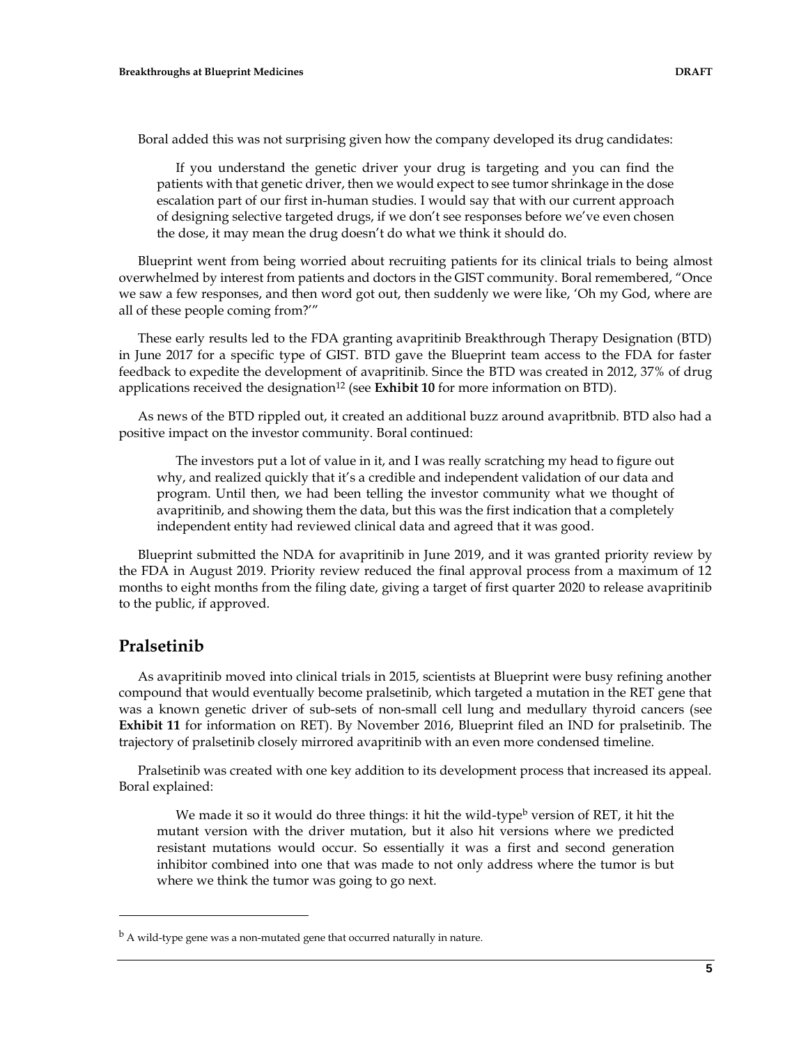Boral added this was not surprising given how the company developed its drug candidates:

> If you understand the genetic driver your drug is targeting and you can find the patients with that genetic driver, then we would expect to see tumor shrinkage in the dose escalation part of our first in-human studies. I would say that with our current approach of designing selective targeted drugs, if we don't see responses before we've even chosen the dose, it may mean the drug doesn't do what we think it should do.

Blueprint went from being worried about recruiting patients for its clinical trials to being almost overwhelmed by interest from patients and doctors in the GIST community. Boral remembered, "Once we saw a few responses, and then word got out, then suddenly we were like, 'Oh my God, where are all of these people coming from?'"

These early results led to the FDA granting avapritinib Breakthrough Therapy Designation (BTD) in June 2017 for a specific type of GIST. BTD gave the Blueprint team access to the FDA for faster feedback to expedite the development of avapritinib. Since the BTD was created in 2012, 37% of drug applications received the designation[12] (see **Exhibit 10** for more information on BTD).

As news of the BTD rippled out, it created an additional buzz around avapritbnib. BTD also had a positive impact on the investor community. Boral continued:

> The investors put a lot of value in it, and I was really scratching my head to figure out why, and realized quickly that it's a credible and independent validation of our data and program. Until then, we had been telling the investor community what we thought of avapritinib, and showing them the data, but this was the first indication that a completely independent entity had reviewed clinical data and agreed that it was good.

Blueprint submitted the NDA for avapritinib in June 2019, and it was granted priority review by the FDA in August 2019. Priority review reduced the final approval process from a maximum of 12 months to eight months from the filing date, giving a target of first quarter 2020 to release avapritinib to the public, if approved.

## Pralsetinib

As avapritinib moved into clinical trials in 2015, scientists at Blueprint were busy refining another compound that would eventually become pralsetinib, which targeted a mutation in the RET gene that was a known genetic driver of sub-sets of non-small cell lung and medullary thyroid cancers (see **Exhibit 11** for information on RET). By November 2016, Blueprint filed an IND for pralsetinib. The trajectory of pralsetinib closely mirrored avapritinib with an even more condensed timeline.

Pralsetinib was created with one key addition to its development process that increased its appeal. Boral explained:

> We made it so it would do three things: it hit the wild-type[b] version of RET, it hit the mutant version with the driver mutation, but it also hit versions where we predicted resistant mutations would occur. So essentially it was a first and second generation inhibitor combined into one that was made to not only address where the tumor is but where we think the tumor was going to go next.

---

[b] A wild-type gene was a non-mutated gene that occurred naturally in nature.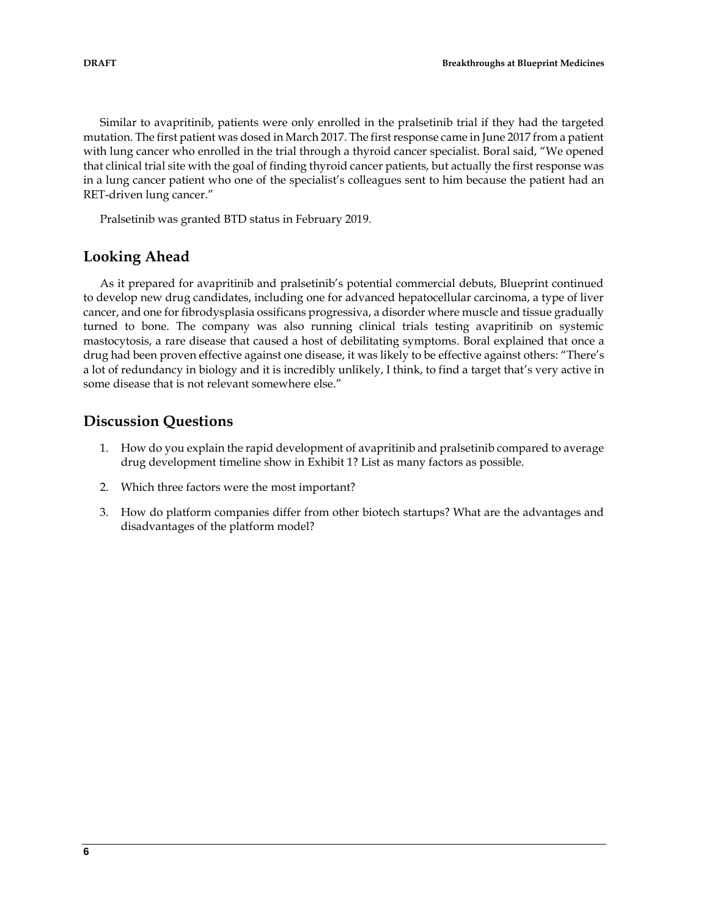Similar to avapritinib, patients were only enrolled in the pralsetinib trial if they had the targeted mutation. The first patient was dosed in March 2017. The first response came in June 2017 from a patient with lung cancer who enrolled in the trial through a thyroid cancer specialist. Boral said, "We opened that clinical trial site with the goal of finding thyroid cancer patients, but actually the first response was in a lung cancer patient who one of the specialist's colleagues sent to him because the patient had an RET-driven lung cancer."

Pralsetinib was granted BTD status in February 2019.

## Looking Ahead

As it prepared for avapritinib and pralsetinib's potential commercial debuts, Blueprint continued to develop new drug candidates, including one for advanced hepatocellular carcinoma, a type of liver cancer, and one for fibrodysplasia ossificans progressiva, a disorder where muscle and tissue gradually turned to bone. The company was also running clinical trials testing avapritinib on systemic mastocytosis, a rare disease that caused a host of debilitating symptoms. Boral explained that once a drug had been proven effective against one disease, it was likely to be effective against others: "There's a lot of redundancy in biology and it is incredibly unlikely, I think, to find a target that's very active in some disease that is not relevant somewhere else."

## Discussion Questions

1. How do you explain the rapid development of avapritinib and pralsetinib compared to average drug development timeline show in Exhibit 1? List as many factors as possible.
2. Which three factors were the most important?
3. How do platform companies differ from other biotech startups? What are the advantages and disadvantages of the platform model?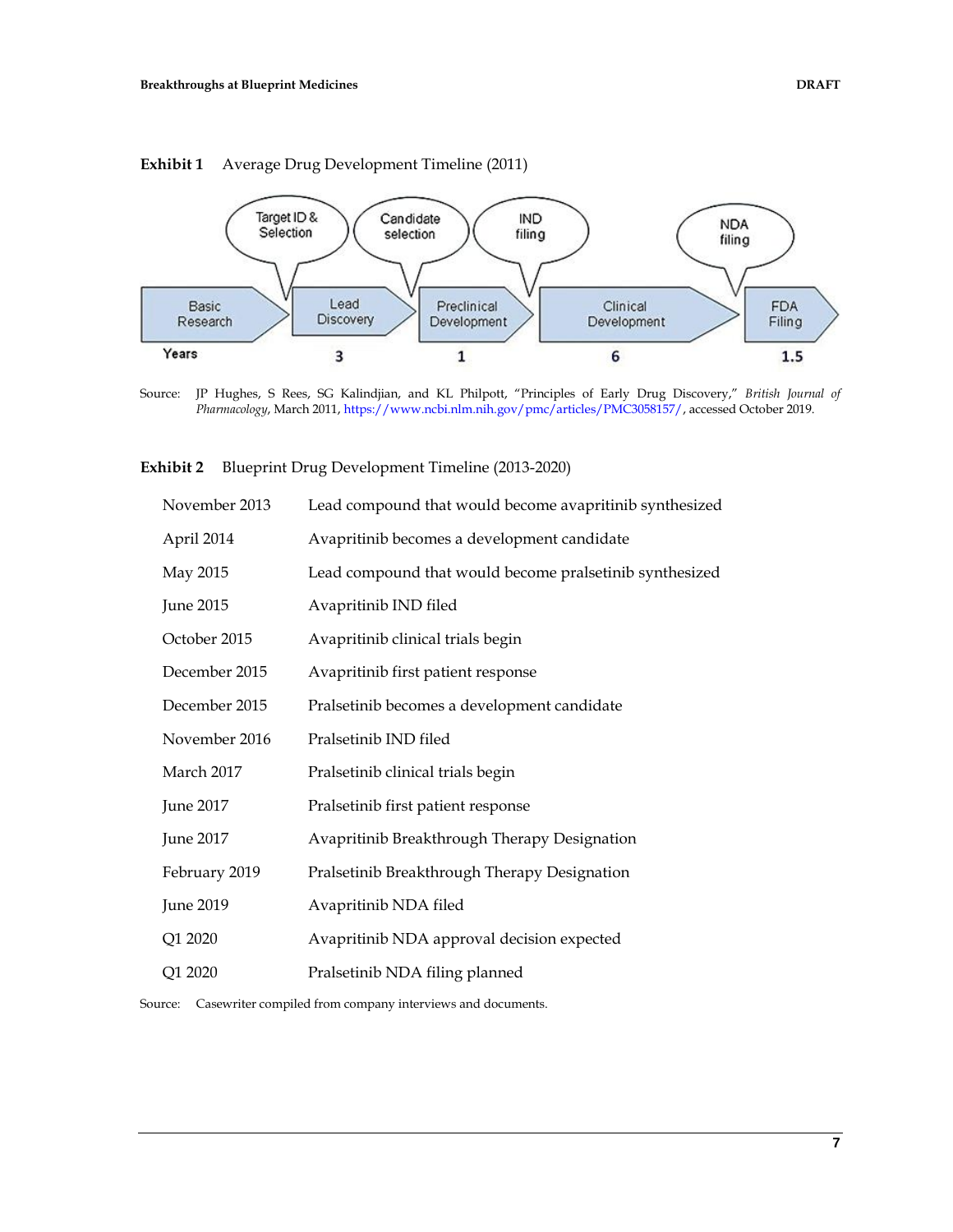**Exhibit 1** Average Drug Development Timeline (2011)

| Basic Research | Lead Discovery | Preclinical Development | Clinical Development | FDA Filing |
|---|---|---|---|---|
| Years | 3 | 1 | 6 | 1.5 |

Milestones: Target ID & Selection → Candidate selection → IND filing → NDA filing

Source: JP Hughes, S Rees, SG Kalindjian, and KL Philpott, "Principles of Early Drug Discovery," *British Journal of Pharmacology*, March 2011, https://www.ncbi.nlm.nih.gov/pmc/articles/PMC3058157/, accessed October 2019.

**Exhibit 2** Blueprint Drug Development Timeline (2013-2020)

| | |
|---|---|
| November 2013 | Lead compound that would become avapritinib synthesized |
| April 2014 | Avapritinib becomes a development candidate |
| May 2015 | Lead compound that would become pralsetinib synthesized |
| June 2015 | Avapritinib IND filed |
| October 2015 | Avapritinib clinical trials begin |
| December 2015 | Avapritinib first patient response |
| December 2015 | Pralsetinib becomes a development candidate |
| November 2016 | Pralsetinib IND filed |
| March 2017 | Pralsetinib clinical trials begin |
| June 2017 | Pralsetinib first patient response |
| June 2017 | Avapritinib Breakthrough Therapy Designation |
| February 2019 | Pralsetinib Breakthrough Therapy Designation |
| June 2019 | Avapritinib NDA filed |
| Q1 2020 | Avapritinib NDA approval decision expected |
| Q1 2020 | Pralsetinib NDA filing planned |

Source: Casewriter compiled from company interviews and documents.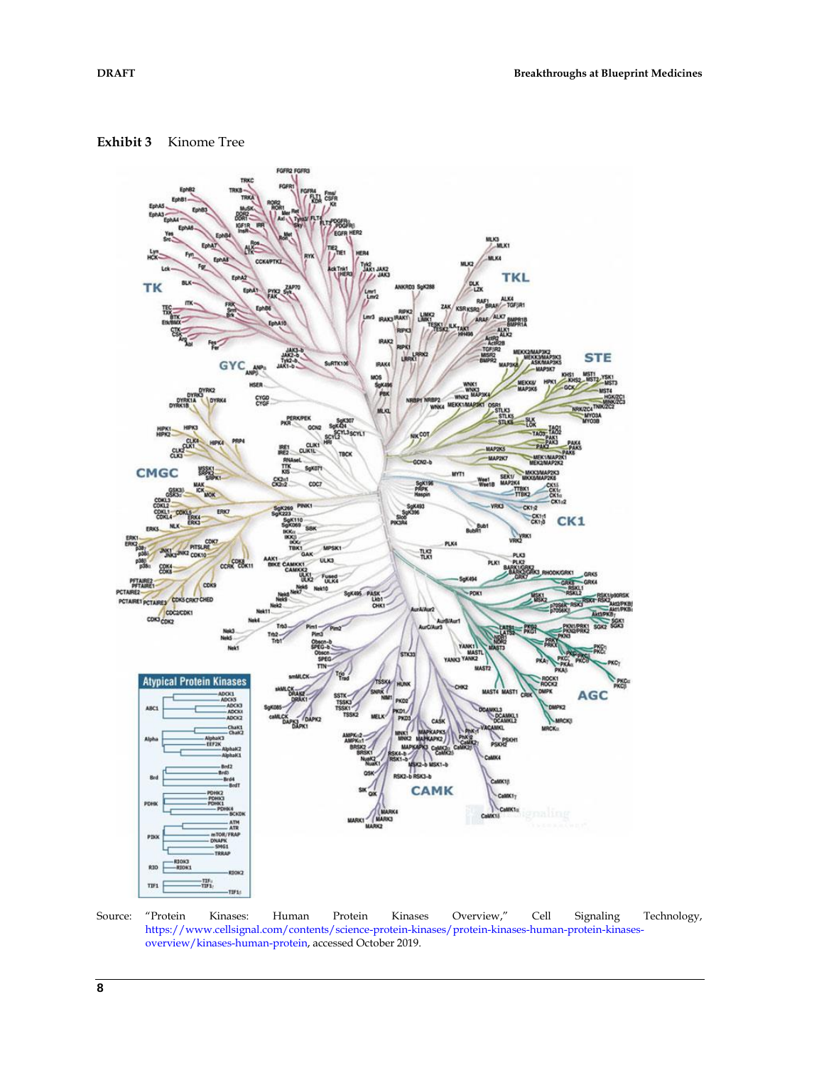**Exhibit 3** Kinome Tree

Source: "Protein Kinases: Human Protein Kinases Overview," Cell Signaling Technology, https://www.cellsignal.com/contents/science-protein-kinases/protein-kinases-human-protein-kinases-overview/kinases-human-protein, accessed October 2019.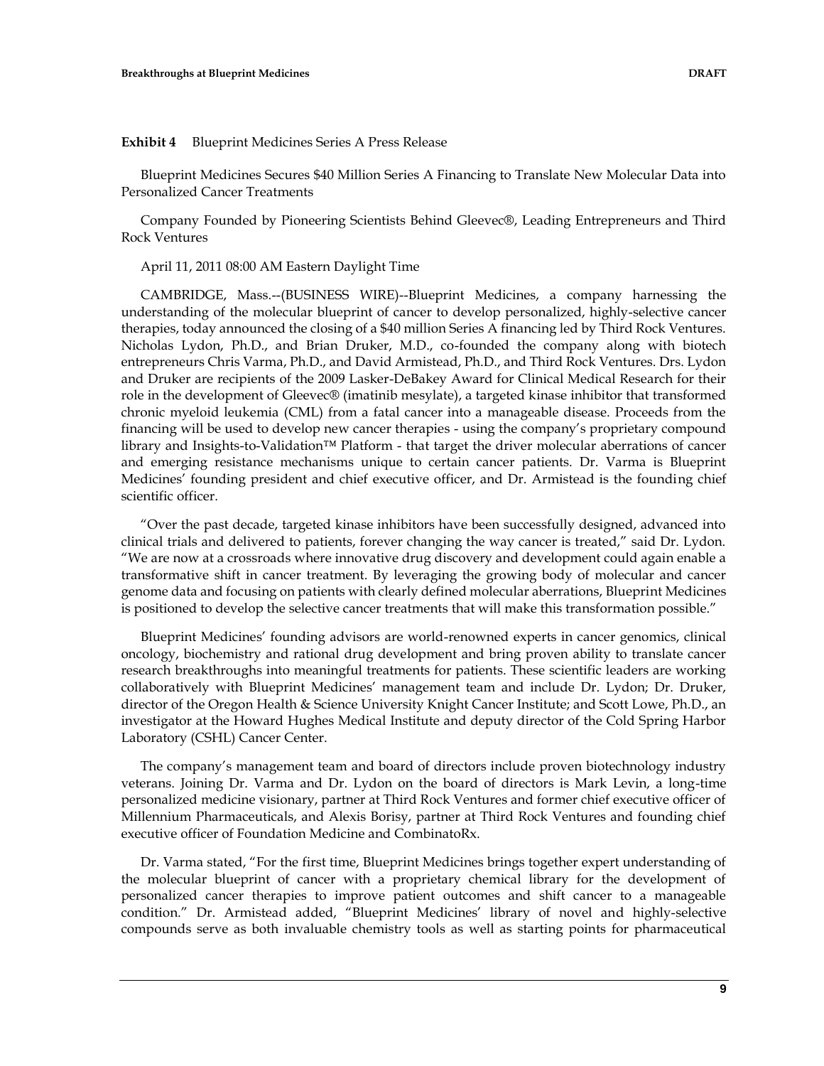**Exhibit 4** Blueprint Medicines Series A Press Release

Blueprint Medicines Secures $40 Million Series A Financing to Translate New Molecular Data into Personalized Cancer Treatments

Company Founded by Pioneering Scientists Behind Gleevec®, Leading Entrepreneurs and Third Rock Ventures

April 11, 2011 08:00 AM Eastern Daylight Time

CAMBRIDGE, Mass.--(BUSINESS WIRE)--Blueprint Medicines, a company harnessing the understanding of the molecular blueprint of cancer to develop personalized, highly-selective cancer therapies, today announced the closing of a $40 million Series A financing led by Third Rock Ventures. Nicholas Lydon, Ph.D., and Brian Druker, M.D., co-founded the company along with biotech entrepreneurs Chris Varma, Ph.D., and David Armistead, Ph.D., and Third Rock Ventures. Drs. Lydon and Druker are recipients of the 2009 Lasker-DeBakey Award for Clinical Medical Research for their role in the development of Gleevec® (imatinib mesylate), a targeted kinase inhibitor that transformed chronic myeloid leukemia (CML) from a fatal cancer into a manageable disease. Proceeds from the financing will be used to develop new cancer therapies - using the company's proprietary compound library and Insights-to-Validation™ Platform - that target the driver molecular aberrations of cancer and emerging resistance mechanisms unique to certain cancer patients. Dr. Varma is Blueprint Medicines' founding president and chief executive officer, and Dr. Armistead is the founding chief scientific officer.

"Over the past decade, targeted kinase inhibitors have been successfully designed, advanced into clinical trials and delivered to patients, forever changing the way cancer is treated," said Dr. Lydon. "We are now at a crossroads where innovative drug discovery and development could again enable a transformative shift in cancer treatment. By leveraging the growing body of molecular and cancer genome data and focusing on patients with clearly defined molecular aberrations, Blueprint Medicines is positioned to develop the selective cancer treatments that will make this transformation possible."

Blueprint Medicines' founding advisors are world-renowned experts in cancer genomics, clinical oncology, biochemistry and rational drug development and bring proven ability to translate cancer research breakthroughs into meaningful treatments for patients. These scientific leaders are working collaboratively with Blueprint Medicines' management team and include Dr. Lydon; Dr. Druker, director of the Oregon Health & Science University Knight Cancer Institute; and Scott Lowe, Ph.D., an investigator at the Howard Hughes Medical Institute and deputy director of the Cold Spring Harbor Laboratory (CSHL) Cancer Center.

The company's management team and board of directors include proven biotechnology industry veterans. Joining Dr. Varma and Dr. Lydon on the board of directors is Mark Levin, a long-time personalized medicine visionary, partner at Third Rock Ventures and former chief executive officer of Millennium Pharmaceuticals, and Alexis Borisy, partner at Third Rock Ventures and founding chief executive officer of Foundation Medicine and CombinatoRx.

Dr. Varma stated, "For the first time, Blueprint Medicines brings together expert understanding of the molecular blueprint of cancer with a proprietary chemical library for the development of personalized cancer therapies to improve patient outcomes and shift cancer to a manageable condition." Dr. Armistead added, "Blueprint Medicines' library of novel and highly-selective compounds serve as both invaluable chemistry tools as well as starting points for pharmaceutical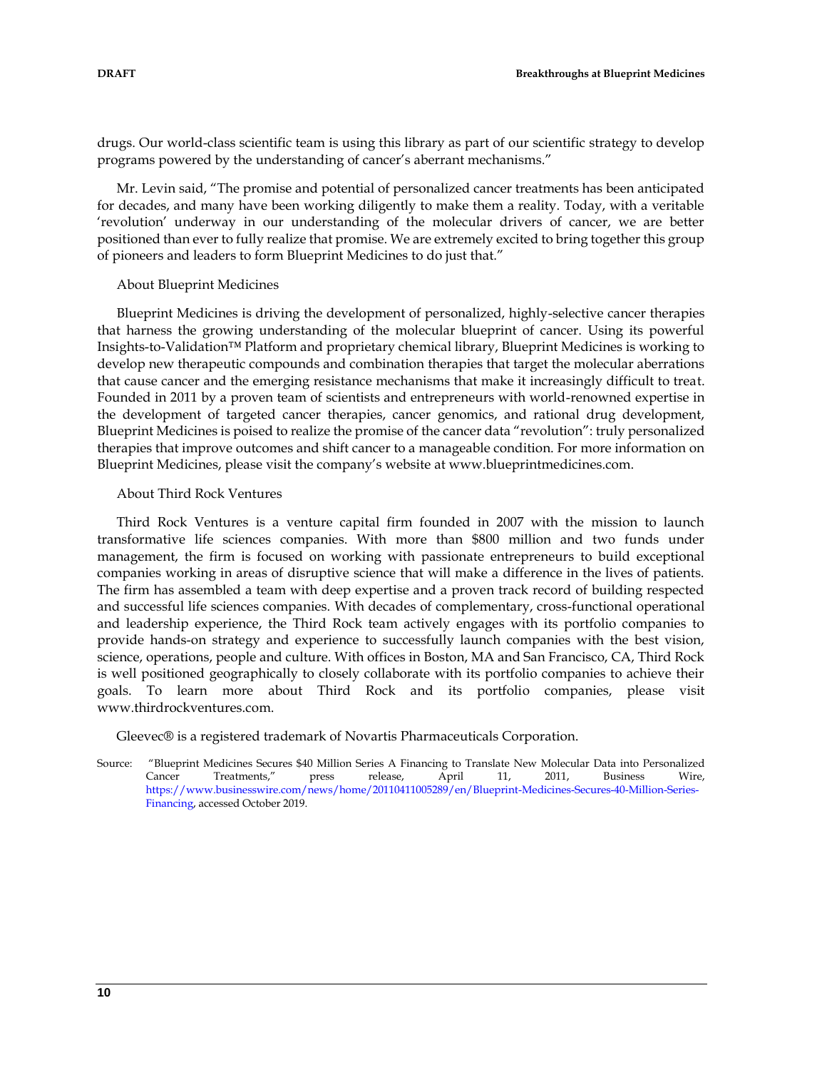drugs. Our world-class scientific team is using this library as part of our scientific strategy to develop programs powered by the understanding of cancer's aberrant mechanisms."

Mr. Levin said, "The promise and potential of personalized cancer treatments has been anticipated for decades, and many have been working diligently to make them a reality. Today, with a veritable 'revolution' underway in our understanding of the molecular drivers of cancer, we are better positioned than ever to fully realize that promise. We are extremely excited to bring together this group of pioneers and leaders to form Blueprint Medicines to do just that."

About Blueprint Medicines

Blueprint Medicines is driving the development of personalized, highly-selective cancer therapies that harness the growing understanding of the molecular blueprint of cancer. Using its powerful Insights-to-Validation™ Platform and proprietary chemical library, Blueprint Medicines is working to develop new therapeutic compounds and combination therapies that target the molecular aberrations that cause cancer and the emerging resistance mechanisms that make it increasingly difficult to treat. Founded in 2011 by a proven team of scientists and entrepreneurs with world-renowned expertise in the development of targeted cancer therapies, cancer genomics, and rational drug development, Blueprint Medicines is poised to realize the promise of the cancer data "revolution": truly personalized therapies that improve outcomes and shift cancer to a manageable condition. For more information on Blueprint Medicines, please visit the company's website at www.blueprintmedicines.com.

About Third Rock Ventures

Third Rock Ventures is a venture capital firm founded in 2007 with the mission to launch transformative life sciences companies. With more than $800 million and two funds under management, the firm is focused on working with passionate entrepreneurs to build exceptional companies working in areas of disruptive science that will make a difference in the lives of patients. The firm has assembled a team with deep expertise and a proven track record of building respected and successful life sciences companies. With decades of complementary, cross-functional operational and leadership experience, the Third Rock team actively engages with its portfolio companies to provide hands-on strategy and experience to successfully launch companies with the best vision, science, operations, people and culture. With offices in Boston, MA and San Francisco, CA, Third Rock is well positioned geographically to closely collaborate with its portfolio companies to achieve their goals. To learn more about Third Rock and its portfolio companies, please visit www.thirdrockventures.com.

Gleevec® is a registered trademark of Novartis Pharmaceuticals Corporation.

Source: "Blueprint Medicines Secures $40 Million Series A Financing to Translate New Molecular Data into Personalized Cancer Treatments," press release, April 11, 2011, Business Wire, https://www.businesswire.com/news/home/20110411005289/en/Blueprint-Medicines-Secures-40-Million-Series-Financing, accessed October 2019.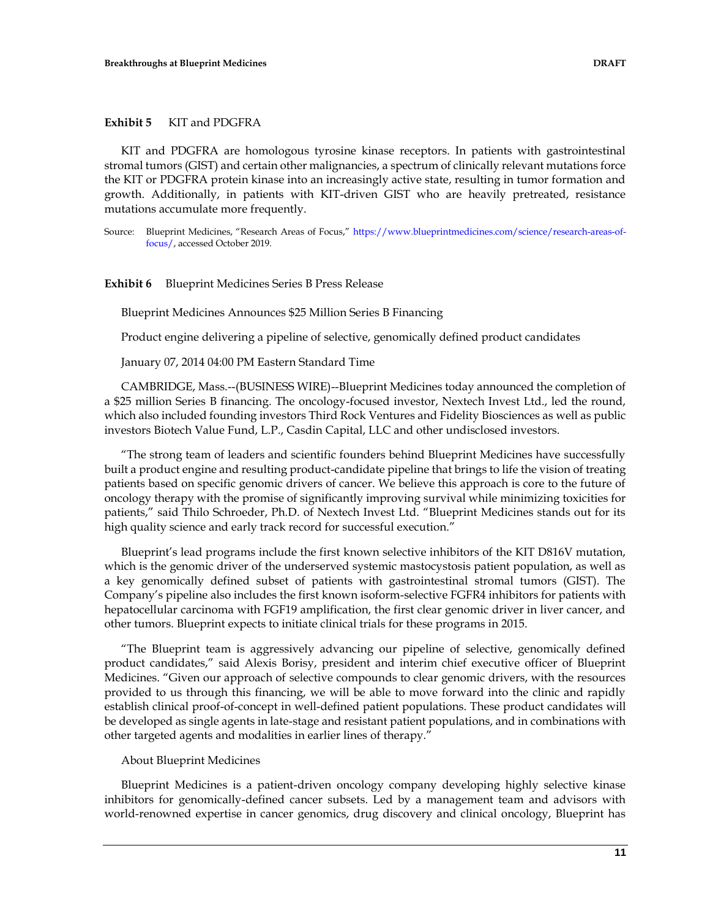**Exhibit 5** KIT and PDGFRA

KIT and PDGFRA are homologous tyrosine kinase receptors. In patients with gastrointestinal stromal tumors (GIST) and certain other malignancies, a spectrum of clinically relevant mutations force the KIT or PDGFRA protein kinase into an increasingly active state, resulting in tumor formation and growth. Additionally, in patients with KIT-driven GIST who are heavily pretreated, resistance mutations accumulate more frequently.

Source: Blueprint Medicines, "Research Areas of Focus," https://www.blueprintmedicines.com/science/research-areas-of-focus/, accessed October 2019.

**Exhibit 6** Blueprint Medicines Series B Press Release

Blueprint Medicines Announces $25 Million Series B Financing

Product engine delivering a pipeline of selective, genomically defined product candidates

January 07, 2014 04:00 PM Eastern Standard Time

CAMBRIDGE, Mass.--(BUSINESS WIRE)--Blueprint Medicines today announced the completion of a $25 million Series B financing. The oncology-focused investor, Nextech Invest Ltd., led the round, which also included founding investors Third Rock Ventures and Fidelity Biosciences as well as public investors Biotech Value Fund, L.P., Casdin Capital, LLC and other undisclosed investors.

"The strong team of leaders and scientific founders behind Blueprint Medicines have successfully built a product engine and resulting product-candidate pipeline that brings to life the vision of treating patients based on specific genomic drivers of cancer. We believe this approach is core to the future of oncology therapy with the promise of significantly improving survival while minimizing toxicities for patients," said Thilo Schroeder, Ph.D. of Nextech Invest Ltd. "Blueprint Medicines stands out for its high quality science and early track record for successful execution."

Blueprint's lead programs include the first known selective inhibitors of the KIT D816V mutation, which is the genomic driver of the underserved systemic mastocystosis patient population, as well as a key genomically defined subset of patients with gastrointestinal stromal tumors (GIST). The Company's pipeline also includes the first known isoform-selective FGFR4 inhibitors for patients with hepatocellular carcinoma with FGF19 amplification, the first clear genomic driver in liver cancer, and other tumors. Blueprint expects to initiate clinical trials for these programs in 2015.

"The Blueprint team is aggressively advancing our pipeline of selective, genomically defined product candidates," said Alexis Borisy, president and interim chief executive officer of Blueprint Medicines. "Given our approach of selective compounds to clear genomic drivers, with the resources provided to us through this financing, we will be able to move forward into the clinic and rapidly establish clinical proof-of-concept in well-defined patient populations. These product candidates will be developed as single agents in late-stage and resistant patient populations, and in combinations with other targeted agents and modalities in earlier lines of therapy."

About Blueprint Medicines

Blueprint Medicines is a patient-driven oncology company developing highly selective kinase inhibitors for genomically-defined cancer subsets. Led by a management team and advisors with world-renowned expertise in cancer genomics, drug discovery and clinical oncology, Blueprint has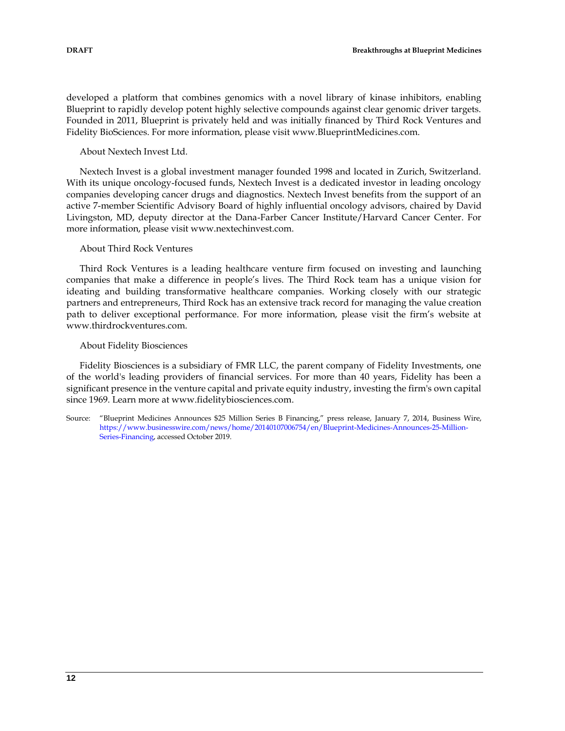developed a platform that combines genomics with a novel library of kinase inhibitors, enabling Blueprint to rapidly develop potent highly selective compounds against clear genomic driver targets. Founded in 2011, Blueprint is privately held and was initially financed by Third Rock Ventures and Fidelity BioSciences. For more information, please visit www.BlueprintMedicines.com.

About Nextech Invest Ltd.

Nextech Invest is a global investment manager founded 1998 and located in Zurich, Switzerland. With its unique oncology-focused funds, Nextech Invest is a dedicated investor in leading oncology companies developing cancer drugs and diagnostics. Nextech Invest benefits from the support of an active 7-member Scientific Advisory Board of highly influential oncology advisors, chaired by David Livingston, MD, deputy director at the Dana-Farber Cancer Institute/Harvard Cancer Center. For more information, please visit www.nextechinvest.com.

About Third Rock Ventures

Third Rock Ventures is a leading healthcare venture firm focused on investing and launching companies that make a difference in people's lives. The Third Rock team has a unique vision for ideating and building transformative healthcare companies. Working closely with our strategic partners and entrepreneurs, Third Rock has an extensive track record for managing the value creation path to deliver exceptional performance. For more information, please visit the firm's website at www.thirdrockventures.com.

About Fidelity Biosciences

Fidelity Biosciences is a subsidiary of FMR LLC, the parent company of Fidelity Investments, one of the world's leading providers of financial services. For more than 40 years, Fidelity has been a significant presence in the venture capital and private equity industry, investing the firm's own capital since 1969. Learn more at www.fidelitybiosciences.com.

Source: "Blueprint Medicines Announces $25 Million Series B Financing," press release, January 7, 2014, Business Wire, https://www.businesswire.com/news/home/20140107006754/en/Blueprint-Medicines-Announces-25-Million-Series-Financing, accessed October 2019.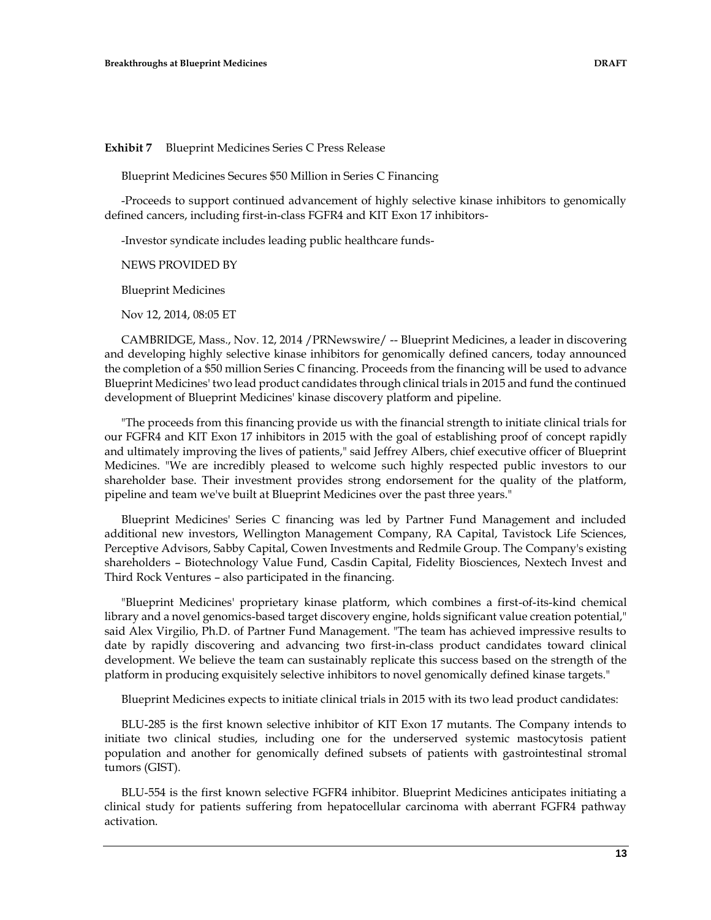**Exhibit 7** Blueprint Medicines Series C Press Release

Blueprint Medicines Secures $50 Million in Series C Financing

-Proceeds to support continued advancement of highly selective kinase inhibitors to genomically defined cancers, including first-in-class FGFR4 and KIT Exon 17 inhibitors-

-Investor syndicate includes leading public healthcare funds-

NEWS PROVIDED BY

Blueprint Medicines

Nov 12, 2014, 08:05 ET

CAMBRIDGE, Mass., Nov. 12, 2014 /PRNewswire/ -- Blueprint Medicines, a leader in discovering and developing highly selective kinase inhibitors for genomically defined cancers, today announced the completion of a $50 million Series C financing. Proceeds from the financing will be used to advance Blueprint Medicines' two lead product candidates through clinical trials in 2015 and fund the continued development of Blueprint Medicines' kinase discovery platform and pipeline.

"The proceeds from this financing provide us with the financial strength to initiate clinical trials for our FGFR4 and KIT Exon 17 inhibitors in 2015 with the goal of establishing proof of concept rapidly and ultimately improving the lives of patients," said Jeffrey Albers, chief executive officer of Blueprint Medicines. "We are incredibly pleased to welcome such highly respected public investors to our shareholder base. Their investment provides strong endorsement for the quality of the platform, pipeline and team we've built at Blueprint Medicines over the past three years."

Blueprint Medicines' Series C financing was led by Partner Fund Management and included additional new investors, Wellington Management Company, RA Capital, Tavistock Life Sciences, Perceptive Advisors, Sabby Capital, Cowen Investments and Redmile Group. The Company's existing shareholders – Biotechnology Value Fund, Casdin Capital, Fidelity Biosciences, Nextech Invest and Third Rock Ventures – also participated in the financing.

"Blueprint Medicines' proprietary kinase platform, which combines a first-of-its-kind chemical library and a novel genomics-based target discovery engine, holds significant value creation potential," said Alex Virgilio, Ph.D. of Partner Fund Management. "The team has achieved impressive results to date by rapidly discovering and advancing two first-in-class product candidates toward clinical development. We believe the team can sustainably replicate this success based on the strength of the platform in producing exquisitely selective inhibitors to novel genomically defined kinase targets."

Blueprint Medicines expects to initiate clinical trials in 2015 with its two lead product candidates:

BLU-285 is the first known selective inhibitor of KIT Exon 17 mutants. The Company intends to initiate two clinical studies, including one for the underserved systemic mastocytosis patient population and another for genomically defined subsets of patients with gastrointestinal stromal tumors (GIST).

BLU-554 is the first known selective FGFR4 inhibitor. Blueprint Medicines anticipates initiating a clinical study for patients suffering from hepatocellular carcinoma with aberrant FGFR4 pathway activation.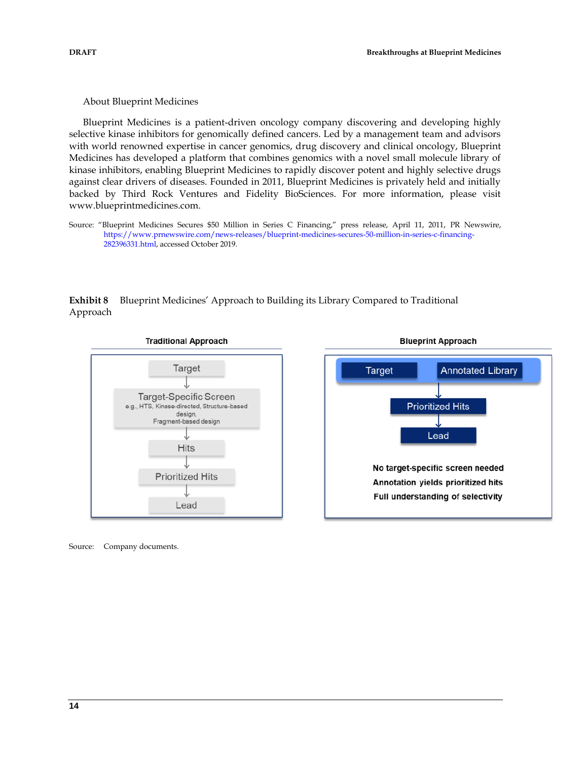About Blueprint Medicines

Blueprint Medicines is a patient-driven oncology company discovering and developing highly selective kinase inhibitors for genomically defined cancers. Led by a management team and advisors with world renowned expertise in cancer genomics, drug discovery and clinical oncology, Blueprint Medicines has developed a platform that combines genomics with a novel small molecule library of kinase inhibitors, enabling Blueprint Medicines to rapidly discover potent and highly selective drugs against clear drivers of diseases. Founded in 2011, Blueprint Medicines is privately held and initially backed by Third Rock Ventures and Fidelity BioSciences. For more information, please visit www.blueprintmedicines.com.

Source: "Blueprint Medicines Secures $50 Million in Series C Financing," press release, April 11, 2011, PR Newswire, https://www.prnewswire.com/news-releases/blueprint-medicines-secures-50-million-in-series-c-financing-282396331.html, accessed October 2019.

**Exhibit 8** Blueprint Medicines' Approach to Building its Library Compared to Traditional Approach

**Traditional Approach**

Target
↓
Target-Specific Screen
e.g., HTS, Kinase-directed, Structure-based design, Fragment-based design
↓
Hits
↓
Prioritized Hits
↓
Lead

**Blueprint Approach**

Target | Annotated Library
↓
Prioritized Hits
↓
Lead

**No target-specific screen needed**
**Annotation yields prioritized hits**
**Full understanding of selectivity**

Source: Company documents.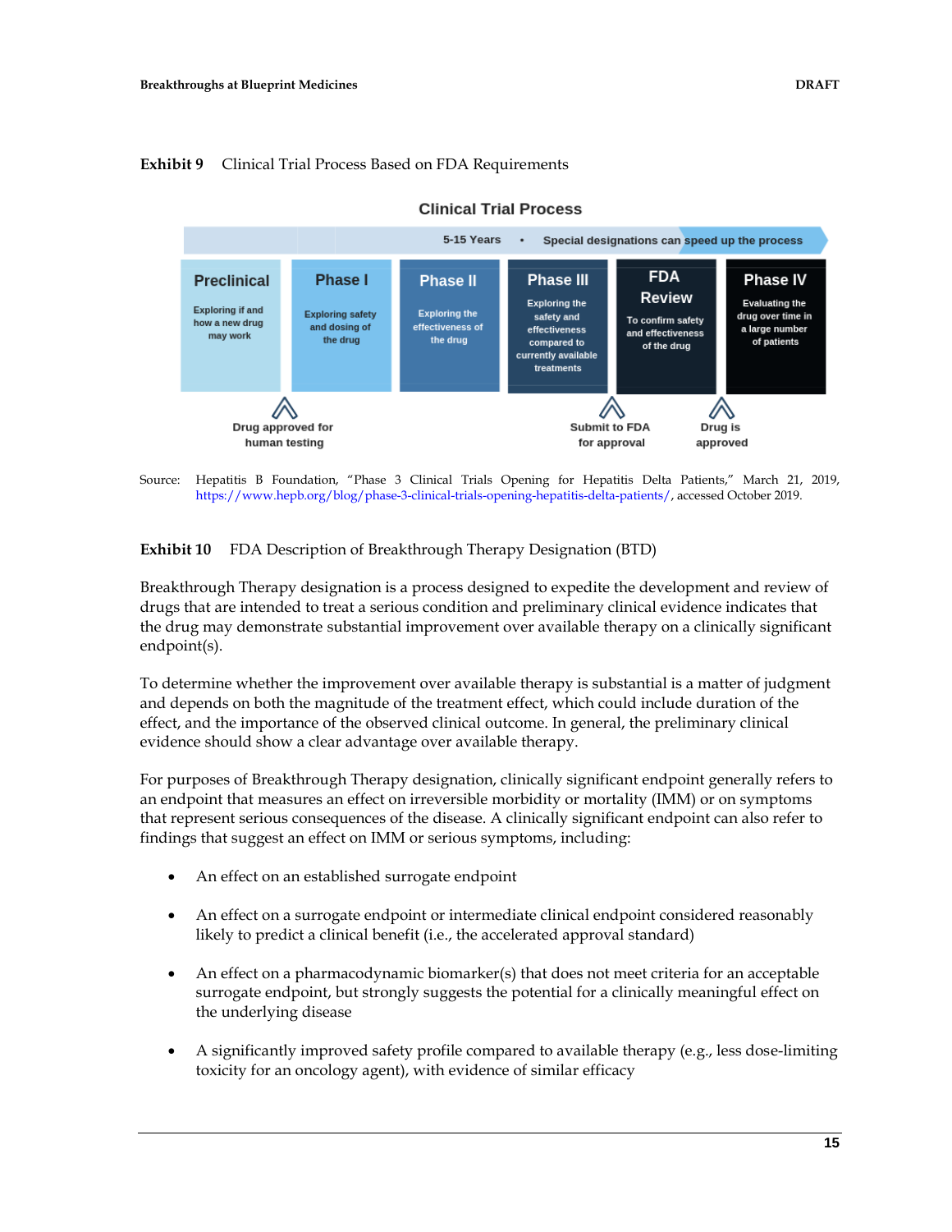**Exhibit 9** Clinical Trial Process Based on FDA Requirements

**Clinical Trial Process**

5-15 Years • Special designations can speed up the process

| Preclinical | Phase I | Phase II | Phase III | FDA Review | Phase IV |
|---|---|---|---|---|---|
| Exploring if and how a new drug may work | Exploring safety and dosing of the drug | Exploring the effectiveness of the drug | Exploring the safety and effectiveness compared to currently available treatments | To confirm safety and effectiveness of the drug | Evaluating the drug over time in a large number of patients |

Drug approved for human testing — Submit to FDA for approval — Drug is approved

Source: Hepatitis B Foundation, "Phase 3 Clinical Trials Opening for Hepatitis Delta Patients," March 21, 2019, https://www.hepb.org/blog/phase-3-clinical-trials-opening-hepatitis-delta-patients/, accessed October 2019.

**Exhibit 10** FDA Description of Breakthrough Therapy Designation (BTD)

Breakthrough Therapy designation is a process designed to expedite the development and review of drugs that are intended to treat a serious condition and preliminary clinical evidence indicates that the drug may demonstrate substantial improvement over available therapy on a clinically significant endpoint(s).

To determine whether the improvement over available therapy is substantial is a matter of judgment and depends on both the magnitude of the treatment effect, which could include duration of the effect, and the importance of the observed clinical outcome. In general, the preliminary clinical evidence should show a clear advantage over available therapy.

For purposes of Breakthrough Therapy designation, clinically significant endpoint generally refers to an endpoint that measures an effect on irreversible morbidity or mortality (IMM) or on symptoms that represent serious consequences of the disease. A clinically significant endpoint can also refer to findings that suggest an effect on IMM or serious symptoms, including:

- An effect on an established surrogate endpoint
- An effect on a surrogate endpoint or intermediate clinical endpoint considered reasonably likely to predict a clinical benefit (i.e., the accelerated approval standard)
- An effect on a pharmacodynamic biomarker(s) that does not meet criteria for an acceptable surrogate endpoint, but strongly suggests the potential for a clinically meaningful effect on the underlying disease
- A significantly improved safety profile compared to available therapy (e.g., less dose-limiting toxicity for an oncology agent), with evidence of similar efficacy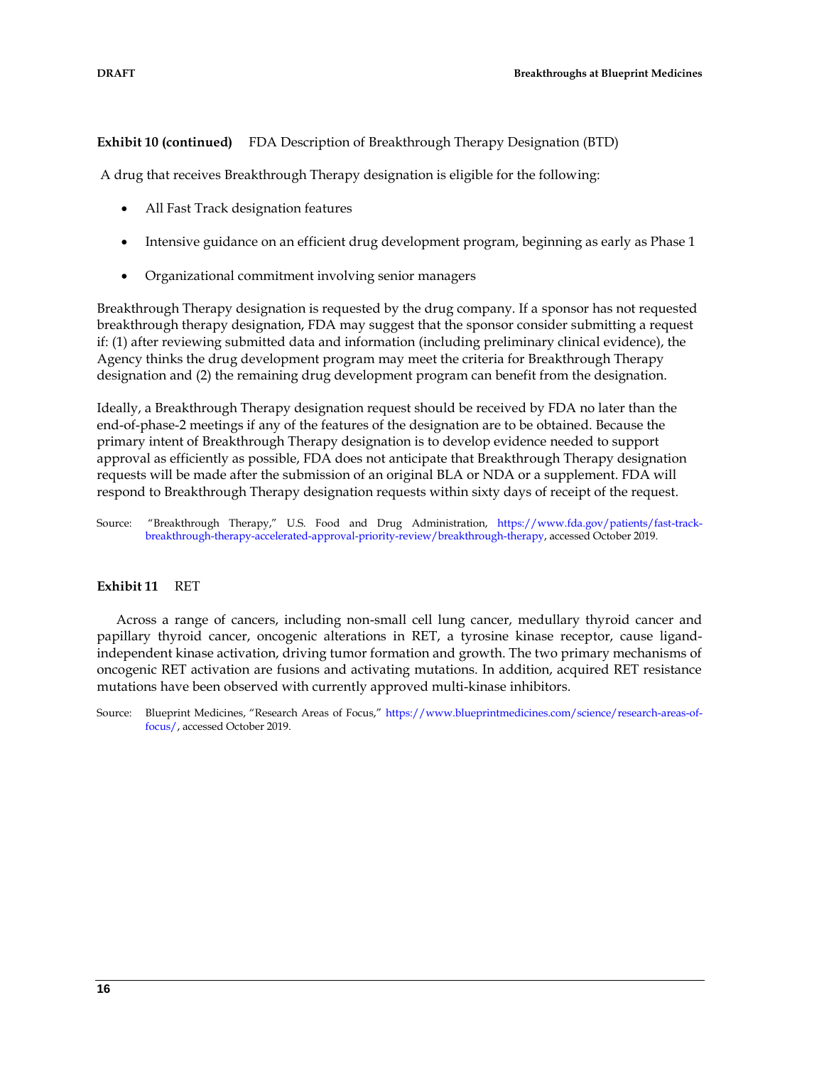**Exhibit 10 (continued)** FDA Description of Breakthrough Therapy Designation (BTD)

A drug that receives Breakthrough Therapy designation is eligible for the following:

- All Fast Track designation features
- Intensive guidance on an efficient drug development program, beginning as early as Phase 1
- Organizational commitment involving senior managers

Breakthrough Therapy designation is requested by the drug company. If a sponsor has not requested breakthrough therapy designation, FDA may suggest that the sponsor consider submitting a request if: (1) after reviewing submitted data and information (including preliminary clinical evidence), the Agency thinks the drug development program may meet the criteria for Breakthrough Therapy designation and (2) the remaining drug development program can benefit from the designation.

Ideally, a Breakthrough Therapy designation request should be received by FDA no later than the end-of-phase-2 meetings if any of the features of the designation are to be obtained. Because the primary intent of Breakthrough Therapy designation is to develop evidence needed to support approval as efficiently as possible, FDA does not anticipate that Breakthrough Therapy designation requests will be made after the submission of an original BLA or NDA or a supplement. FDA will respond to Breakthrough Therapy designation requests within sixty days of receipt of the request.

Source: "Breakthrough Therapy," U.S. Food and Drug Administration, https://www.fda.gov/patients/fast-track-breakthrough-therapy-accelerated-approval-priority-review/breakthrough-therapy, accessed October 2019.

**Exhibit 11** RET

Across a range of cancers, including non-small cell lung cancer, medullary thyroid cancer and papillary thyroid cancer, oncogenic alterations in RET, a tyrosine kinase receptor, cause ligand-independent kinase activation, driving tumor formation and growth. The two primary mechanisms of oncogenic RET activation are fusions and activating mutations. In addition, acquired RET resistance mutations have been observed with currently approved multi-kinase inhibitors.

Source: Blueprint Medicines, "Research Areas of Focus," https://www.blueprintmedicines.com/science/research-areas-of-focus/, accessed October 2019.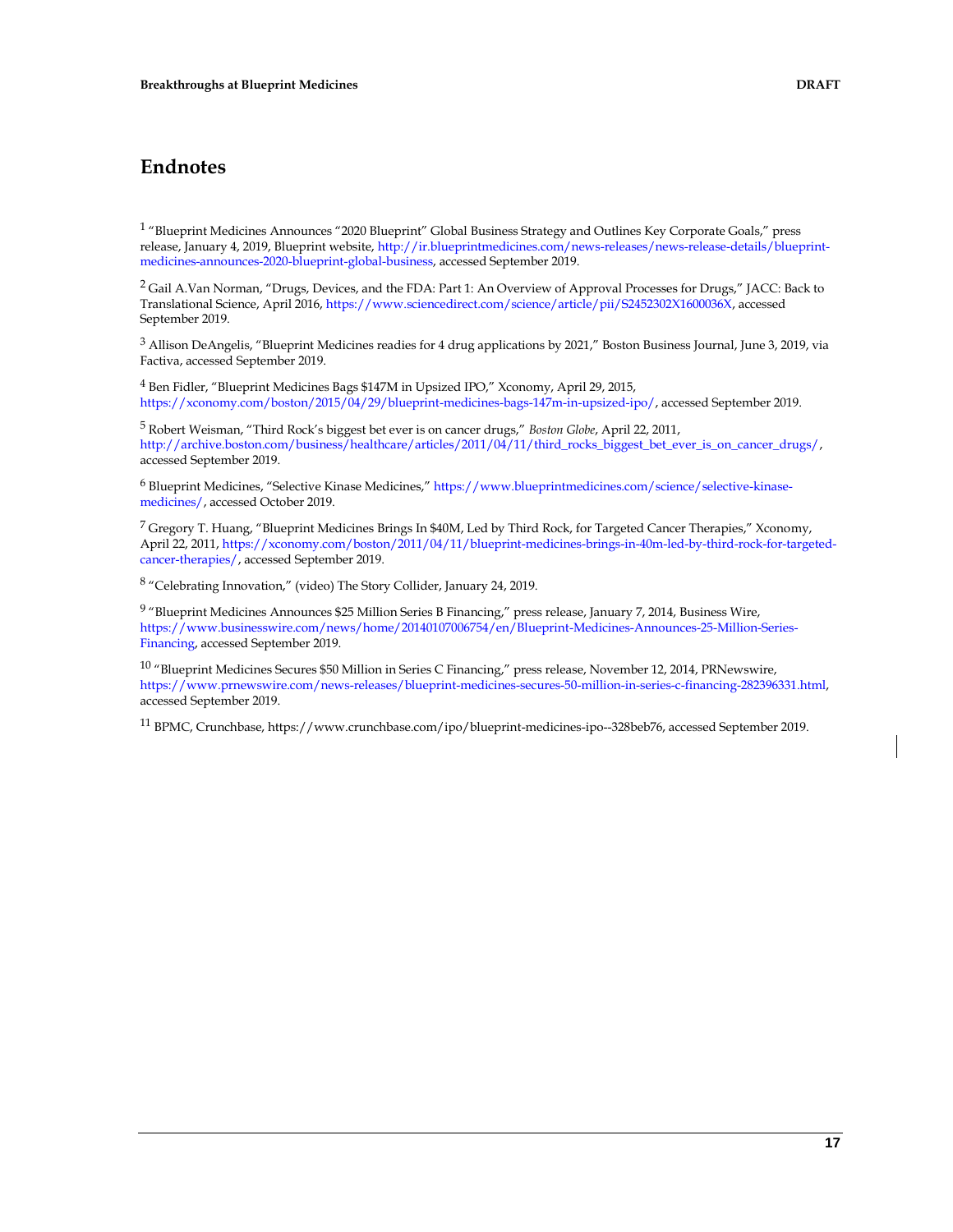## Endnotes

[1] "Blueprint Medicines Announces "2020 Blueprint" Global Business Strategy and Outlines Key Corporate Goals," press release, January 4, 2019, Blueprint website, http://ir.blueprintmedicines.com/news-releases/news-release-details/blueprint-medicines-announces-2020-blueprint-global-business, accessed September 2019.

[2] Gail A.Van Norman, "Drugs, Devices, and the FDA: Part 1: An Overview of Approval Processes for Drugs," JACC: Back to Translational Science, April 2016, https://www.sciencedirect.com/science/article/pii/S2452302X1600036X, accessed September 2019.

[3] Allison DeAngelis, "Blueprint Medicines readies for 4 drug applications by 2021," Boston Business Journal, June 3, 2019, via Factiva, accessed September 2019.

[4] Ben Fidler, "Blueprint Medicines Bags $147M in Upsized IPO," Xconomy, April 29, 2015, https://xconomy.com/boston/2015/04/29/blueprint-medicines-bags-147m-in-upsized-ipo/, accessed September 2019.

[5] Robert Weisman, "Third Rock's biggest bet ever is on cancer drugs," *Boston Globe*, April 22, 2011, http://archive.boston.com/business/healthcare/articles/2011/04/11/third_rocks_biggest_bet_ever_is_on_cancer_drugs/, accessed September 2019.

[6] Blueprint Medicines, "Selective Kinase Medicines," https://www.blueprintmedicines.com/science/selective-kinase-medicines/, accessed October 2019.

[7] Gregory T. Huang, "Blueprint Medicines Brings In $40M, Led by Third Rock, for Targeted Cancer Therapies," Xconomy, April 22, 2011, https://xconomy.com/boston/2011/04/11/blueprint-medicines-brings-in-40m-led-by-third-rock-for-targeted-cancer-therapies/, accessed September 2019.

[8] "Celebrating Innovation," (video) The Story Collider, January 24, 2019.

[9] "Blueprint Medicines Announces $25 Million Series B Financing," press release, January 7, 2014, Business Wire, https://www.businesswire.com/news/home/20140107006754/en/Blueprint-Medicines-Announces-25-Million-Series-Financing, accessed September 2019.

[10] "Blueprint Medicines Secures $50 Million in Series C Financing," press release, November 12, 2014, PRNewswire, https://www.prnewswire.com/news-releases/blueprint-medicines-secures-50-million-in-series-c-financing-282396331.html, accessed September 2019.

[11] BPMC, Crunchbase, https://www.crunchbase.com/ipo/blueprint-medicines-ipo--328beb76, accessed September 2019.